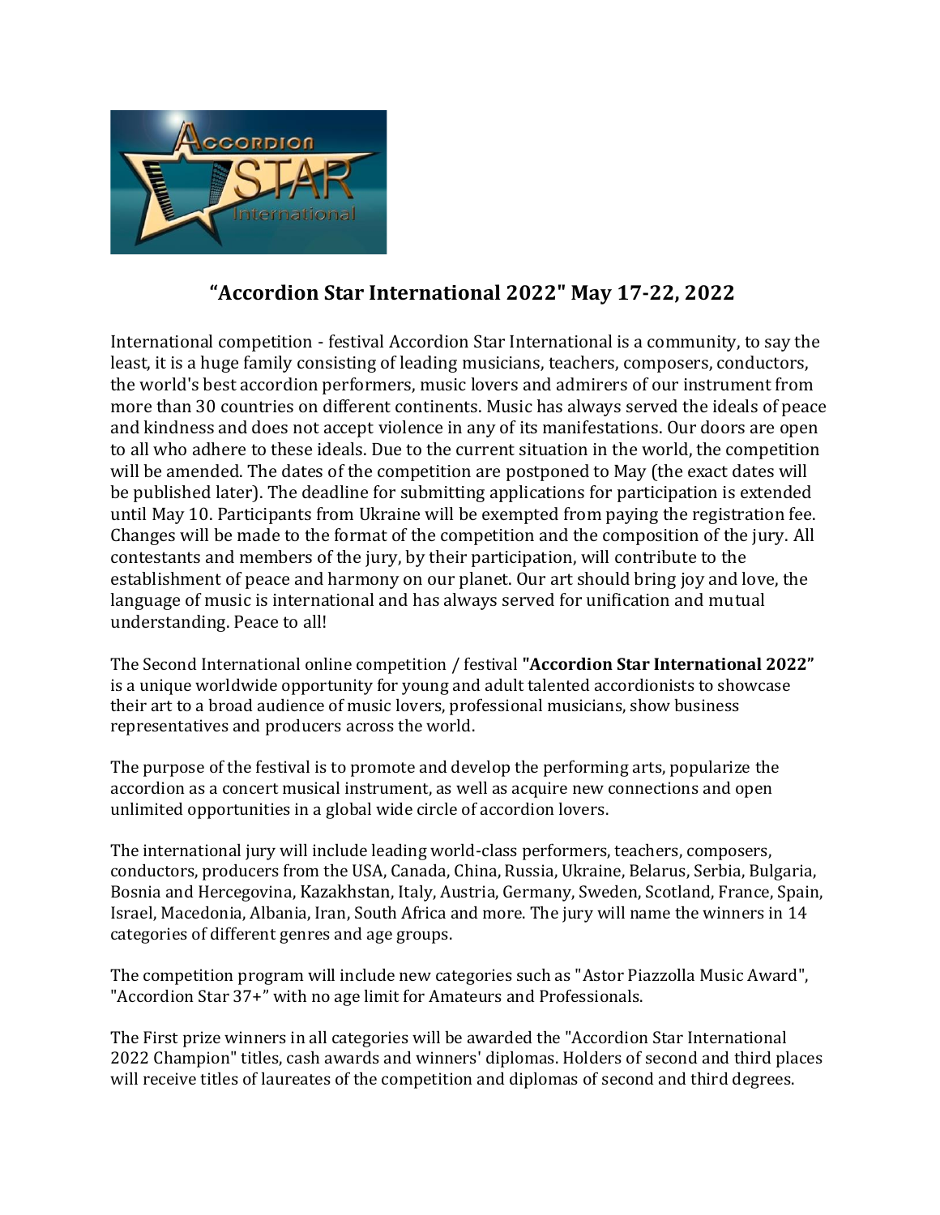## “Accordion Star International 2022" May 17-22, 2022

International competition - festival Accordion Star International is a community, to say the least, it is a huge family consisting of leading musicians, teachers, composers, conductors, the world's best accordion performers, music lovers and admirers of our instrument from more than 30 countries on different continents. Music has always served the ideals of peace and kindness and does not accept violence in any of its manifestations. Our doors are open to all who adhere to these ideals. Due to the current situation in the world, the competition will be amended. The dates of the competition are postponed to May (the exact dates will be published later). The deadline for submitting applications for participation is extended until May 10. Participants from Ukraine will be exempted from paying the registration fee. Changes will be made to the format of the competition and the composition of the jury. All contestants and members of the jury, by their participation, will contribute to the establishment of peace and harmony on our planet. Our art should bring joy and love, the language of music is international and has always served for unification and mutual understanding. Peace to all!

The Second International online competition / festival **"Accordion Star International 2022”** is a unique worldwide opportunity for young and adult talented accordionists to showcase their art to a broad audience of music lovers, professional musicians, show business representatives and producers across the world.

The purpose of the festival is to promote and develop the performing arts, popularize the accordion as a concert musical instrument, as well as acquire new connections and open unlimited opportunities in a global wide circle of accordion lovers.

The international jury will include leading world-class performers, teachers, composers, conductors, producers from the USA, Canada, China, Russia, Ukraine, Belarus, Serbia, Bulgaria, Bosnia and Hercegovina, Kazakhstan, Italy, Austria, Germany, Sweden, Scotland, France, Spain, Israel, Macedonia, Albania, Iran, South Africa and more. The jury will name the winners in 14 categories of different genres and age groups.

The competition program will include new categories such as "Astor Piazzolla Music Award", "Accordion Star 37+” with no age limit for Amateurs and Professionals.

The First prize winners in all categories will be awarded the "Accordion Star International 2022 Champion" titles, cash awards and winners' diplomas. Holders of second and third places will receive titles of laureates of the competition and diplomas of second and third degrees.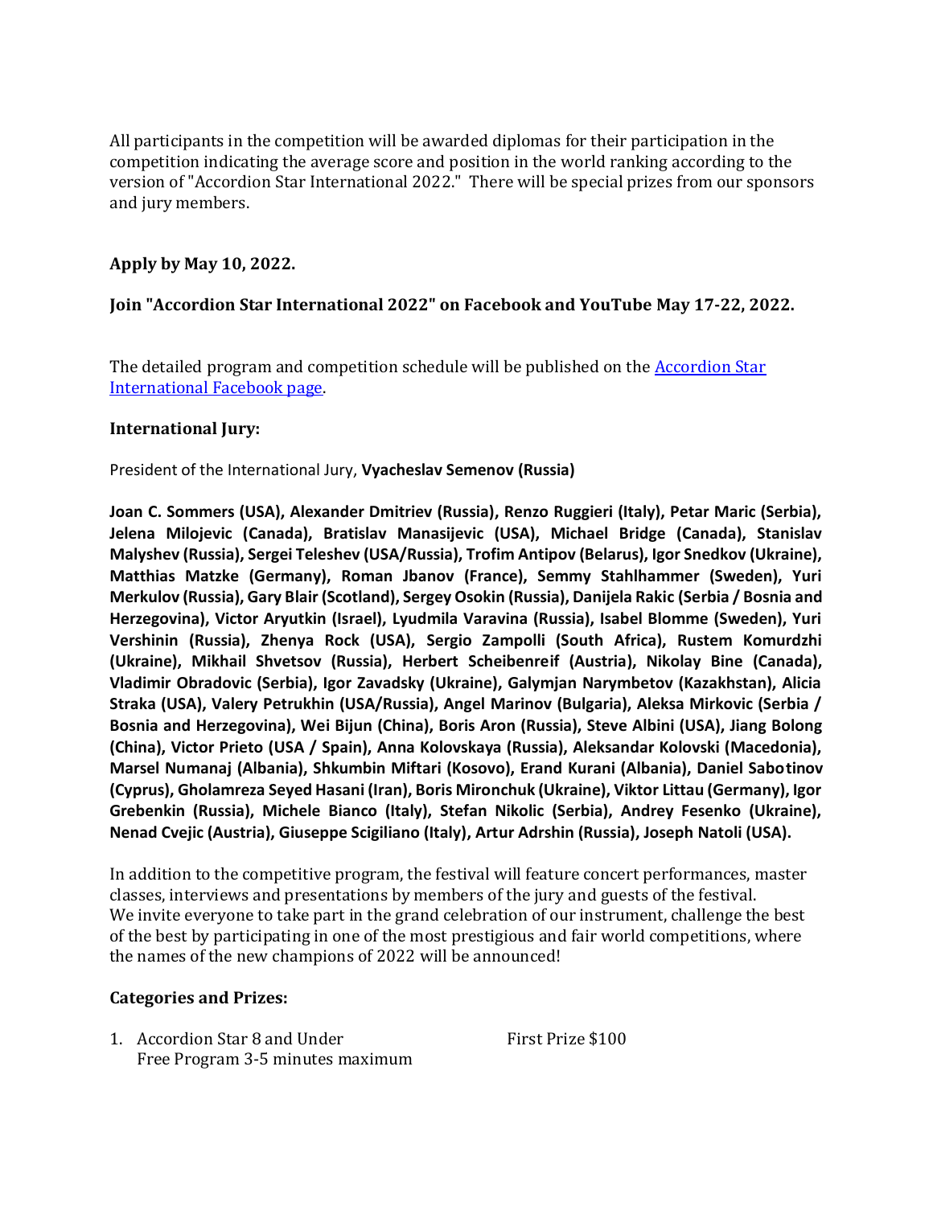All participants in the competition will be awarded diplomas for their participation in the competition indicating the average score and position in the world ranking according to the version of "Accordion Star International 2022." There will be special prizes from our sponsors and jury members.

**Apply by May 10, 2022.**

**Join "Accordion Star International 2022" on Facebook and YouTube May 17-22, 2022.**

The detailed program and competition schedule will be published on the [Accordion Star International Facebook page](Accordion Star International Facebook page).

**International Jury:**

President of the International Jury, **Vyacheslav Semenov (Russia)**

**Joan C. Sommers (USA), Alexander Dmitriev (Russia), Renzo Ruggieri (Italy), Petar Maric (Serbia), Jelena Milojevic (Canada), Bratislav Manasijevic (USA), Michael Bridge (Canada), Stanislav Malyshev (Russia), Sergei Teleshev (USA/Russia), Trofim Antipov (Belarus), Igor Snedkov (Ukraine), Matthias Matzke (Germany), Roman Jbanov (France), Semmy Stahlhammer (Sweden), Yuri Merkulov (Russia), Gary Blair (Scotland), Sergey Osokin (Russia), Danijela Rakic (Serbia / Bosnia and Herzegovina), Victor Aryutkin (Israel), Lyudmila Varavina (Russia), Isabel Blomme (Sweden), Yuri Vershinin (Russia), Zhenya Rock (USA), Sergio Zampolli (South Africa), Rustem Komurdzhi (Ukraine), Mikhail Shvetsov (Russia), Herbert Scheibenreif (Austria), Nikolay Bine (Canada), Vladimir Obradovic (Serbia), Igor Zavadsky (Ukraine), Galymjan Narymbetov (Kazakhstan), Alicia Straka (USA), Valery Petrukhin (USA/Russia), Angel Marinov (Bulgaria), Aleksa Mirkovic (Serbia / Bosnia and Herzegovina), Wei Bijun (China), Boris Aron (Russia), Steve Albini (USA), Jiang Bolong (China), Victor Prieto (USA / Spain), Anna Kolovskaya (Russia), Aleksandar Kolovski (Macedonia), Marsel Numanaj (Albania), Shkumbin Miftari (Kosovo), Erand Kurani (Albania), Daniel Sabotinov (Cyprus), Gholamreza Seyed Hasani (Iran), Boris Mironchuk (Ukraine), Viktor Littau (Germany), Igor Grebenkin (Russia), Michele Bianco (Italy), Stefan Nikolic (Serbia), Andrey Fesenko (Ukraine), Nenad Cvejic (Austria), Giuseppe Scigiliano (Italy), Artur Adrshin (Russia), Joseph Natoli (USA).**

In addition to the competitive program, the festival will feature concert performances, master classes, interviews and presentations by members of the jury and guests of the festival. We invite everyone to take part in the grand celebration of our instrument, challenge the best of the best by participating in one of the most prestigious and fair world competitions, where the names of the new champions of 2022 will be announced!

**Categories and Prizes:**

1. Accordion Star 8 and Under — First Prize $100
   Free Program 3-5 minutes maximum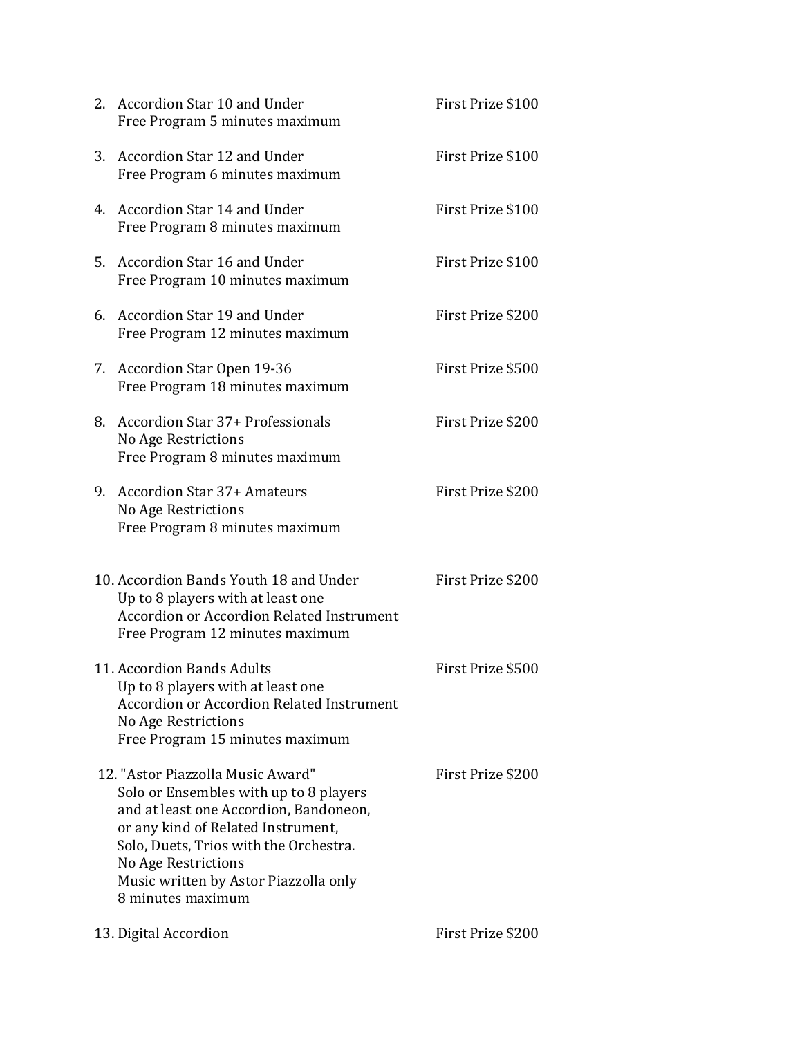2. Accordion Star 10 and Under — First Prize $100
   Free Program 5 minutes maximum

3. Accordion Star 12 and Under — First Prize $100
   Free Program 6 minutes maximum

4. Accordion Star 14 and Under — First Prize $100
   Free Program 8 minutes maximum

5. Accordion Star 16 and Under — First Prize $100
   Free Program 10 minutes maximum

6. Accordion Star 19 and Under — First Prize $200
   Free Program 12 minutes maximum

7. Accordion Star Open 19-36 — First Prize $500
   Free Program 18 minutes maximum

8. Accordion Star 37+ Professionals — First Prize $200
   No Age Restrictions
   Free Program 8 minutes maximum

9. Accordion Star 37+ Amateurs — First Prize $200
   No Age Restrictions
   Free Program 8 minutes maximum

10. Accordion Bands Youth 18 and Under — First Prize $200
    Up to 8 players with at least one
    Accordion or Accordion Related Instrument
    Free Program 12 minutes maximum

11. Accordion Bands Adults — First Prize $500
    Up to 8 players with at least one
    Accordion or Accordion Related Instrument
    No Age Restrictions
    Free Program 15 minutes maximum

12. "Astor Piazzolla Music Award" — First Prize $200
    Solo or Ensembles with up to 8 players
    and at least one Accordion, Bandoneon,
    or any kind of Related Instrument,
    Solo, Duets, Trios with the Orchestra.
    No Age Restrictions
    Music written by Astor Piazzolla only
    8 minutes maximum

13. Digital Accordion — First Prize $200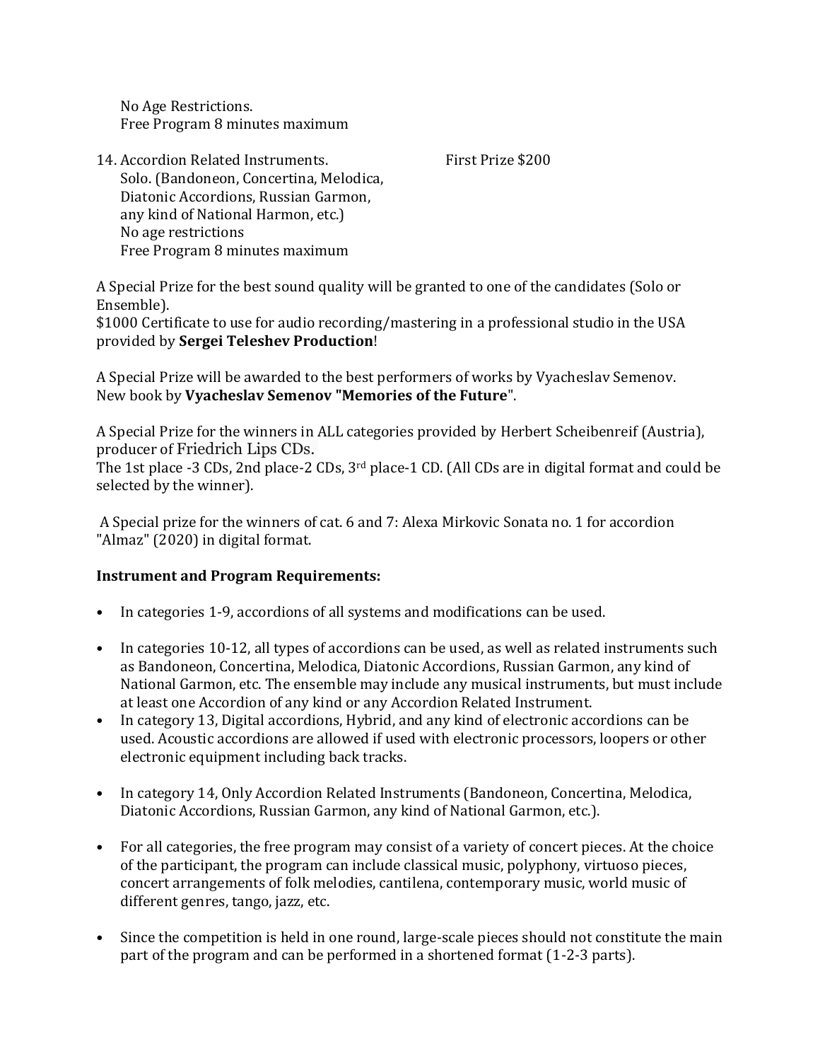No Age Restrictions.
Free Program 8 minutes maximum

14. Accordion Related Instruments. First Prize $200
    Solo. (Bandoneon, Concertina, Melodica, Diatonic Accordions, Russian Garmon, any kind of National Harmon, etc.)
    No age restrictions
    Free Program 8 minutes maximum

A Special Prize for the best sound quality will be granted to one of the candidates (Solo or Ensemble).
$1000 Certificate to use for audio recording/mastering in a professional studio in the USA provided by **Sergei Teleshev Production**!

A Special Prize will be awarded to the best performers of works by Vyacheslav Semenov.
New book by **Vyacheslav Semenov "Memories of the Future**".

A Special Prize for the winners in ALL categories provided by Herbert Scheibenreif (Austria), producer of Friedrich Lips CDs.
The 1st place -3 CDs, 2nd place-2 CDs, 3rd place-1 CD. (All CDs are in digital format and could be selected by the winner).

A Special prize for the winners of cat. 6 and 7: Alexa Mirkovic Sonata no. 1 for accordion "Almaz" (2020) in digital format.

**Instrument and Program Requirements:**

- In categories 1-9, accordions of all systems and modifications can be used.
- In categories 10-12, all types of accordions can be used, as well as related instruments such as Bandoneon, Concertina, Melodica, Diatonic Accordions, Russian Garmon, any kind of National Garmon, etc. The ensemble may include any musical instruments, but must include at least one Accordion of any kind or any Accordion Related Instrument.
- In category 13, Digital accordions, Hybrid, and any kind of electronic accordions can be used. Acoustic accordions are allowed if used with electronic processors, loopers or other electronic equipment including back tracks.
- In category 14, Only Accordion Related Instruments (Bandoneon, Concertina, Melodica, Diatonic Accordions, Russian Garmon, any kind of National Garmon, etc.).
- For all categories, the free program may consist of a variety of concert pieces. At the choice of the participant, the program can include classical music, polyphony, virtuoso pieces, concert arrangements of folk melodies, cantilena, contemporary music, world music of different genres, tango, jazz, etc.
- Since the competition is held in one round, large-scale pieces should not constitute the main part of the program and can be performed in a shortened format (1-2-3 parts).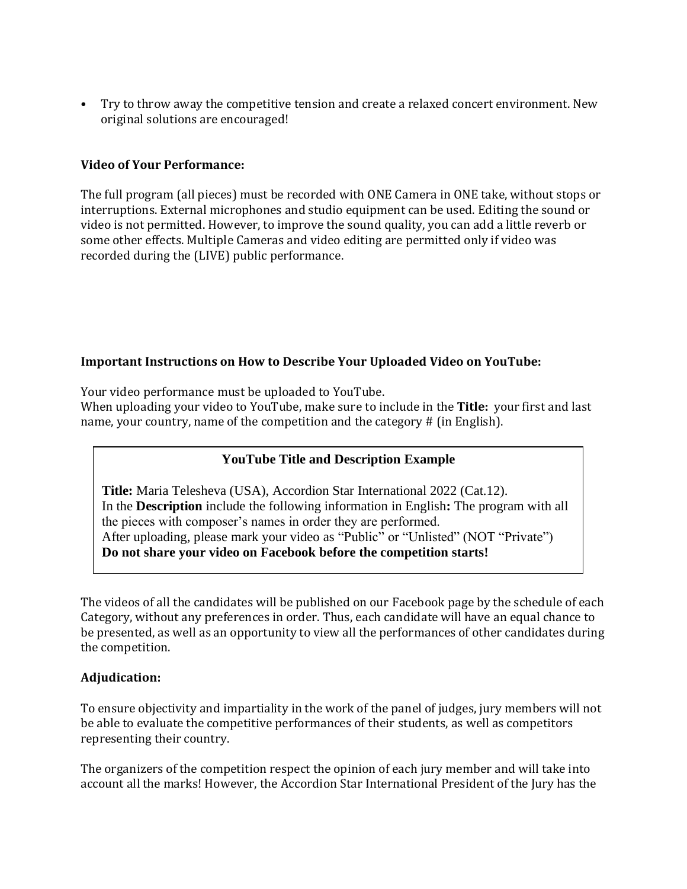- Try to throw away the competitive tension and create a relaxed concert environment. New original solutions are encouraged!

**Video of Your Performance:**

The full program (all pieces) must be recorded with ONE Camera in ONE take, without stops or interruptions. External microphones and studio equipment can be used. Editing the sound or video is not permitted. However, to improve the sound quality, you can add a little reverb or some other effects. Multiple Cameras and video editing are permitted only if video was recorded during the (LIVE) public performance.

**Important Instructions on How to Describe Your Uploaded Video on YouTube:**

Your video performance must be uploaded to YouTube.
When uploading your video to YouTube, make sure to include in the **Title:** your first and last name, your country, name of the competition and the category # (in English).

**YouTube Title and Description Example**

**Title:** Maria Telesheva (USA), Accordion Star International 2022 (Cat.12).
In the **Description** include the following information in English**:** The program with all the pieces with composer's names in order they are performed.
After uploading, please mark your video as "Public" or "Unlisted" (NOT "Private")
**Do not share your video on Facebook before the competition starts!**

The videos of all the candidates will be published on our Facebook page by the schedule of each Category, without any preferences in order. Thus, each candidate will have an equal chance to be presented, as well as an opportunity to view all the performances of other candidates during the competition.

**Adjudication:**

To ensure objectivity and impartiality in the work of the panel of judges, jury members will not be able to evaluate the competitive performances of their students, as well as competitors representing their country.

The organizers of the competition respect the opinion of each jury member and will take into account all the marks! However, the Accordion Star International President of the Jury has the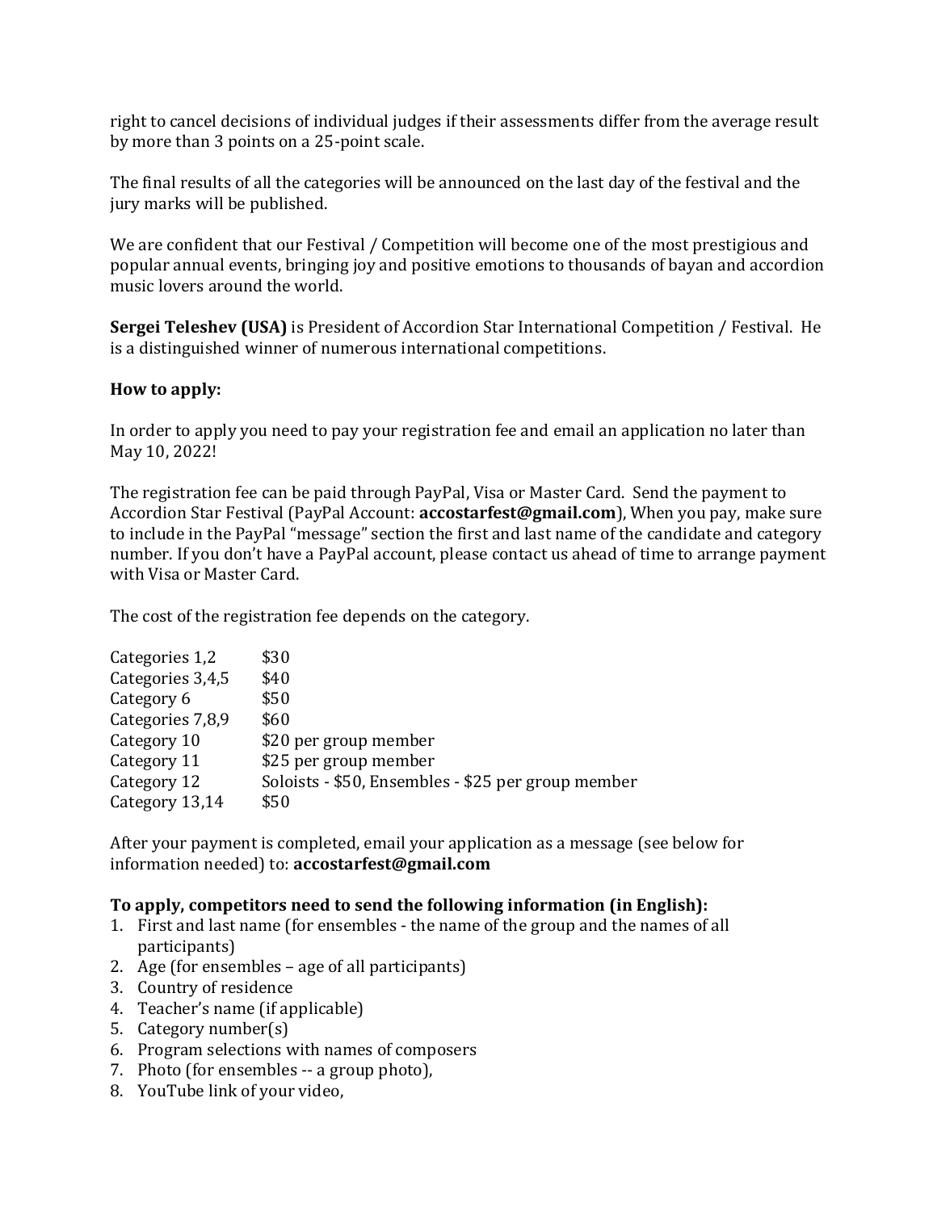right to cancel decisions of individual judges if their assessments differ from the average result by more than 3 points on a 25-point scale.

The final results of all the categories will be announced on the last day of the festival and the jury marks will be published.

We are confident that our Festival / Competition will become one of the most prestigious and popular annual events, bringing joy and positive emotions to thousands of bayan and accordion music lovers around the world.

**Sergei Teleshev (USA)** is President of Accordion Star International Competition / Festival. He is a distinguished winner of numerous international competitions.

**How to apply:**

In order to apply you need to pay your registration fee and email an application no later than May 10, 2022!

The registration fee can be paid through PayPal, Visa or Master Card. Send the payment to Accordion Star Festival (PayPal Account: **accostarfest@gmail.com**), When you pay, make sure to include in the PayPal "message" section the first and last name of the candidate and category number. If you don't have a PayPal account, please contact us ahead of time to arrange payment with Visa or Master Card.

The cost of the registration fee depends on the category.

| | |
|---|---|
| Categories 1,2 | $30 |
| Categories 3,4,5 | $40 |
| Category 6 | $50 |
| Categories 7,8,9 | $60 |
| Category 10 | $20 per group member |
| Category 11 | $25 per group member |
| Category 12 | Soloists - $50, Ensembles - $25 per group member |
| Category 13,14 | $50 |

After your payment is completed, email your application as a message (see below for information needed) to: **accostarfest@gmail.com**

**To apply, competitors need to send the following information (in English):**

1. First and last name (for ensembles - the name of the group and the names of all participants)
2. Age (for ensembles – age of all participants)
3. Country of residence
4. Teacher's name (if applicable)
5. Category number(s)
6. Program selections with names of composers
7. Photo (for ensembles -- a group photo),
8. YouTube link of your video,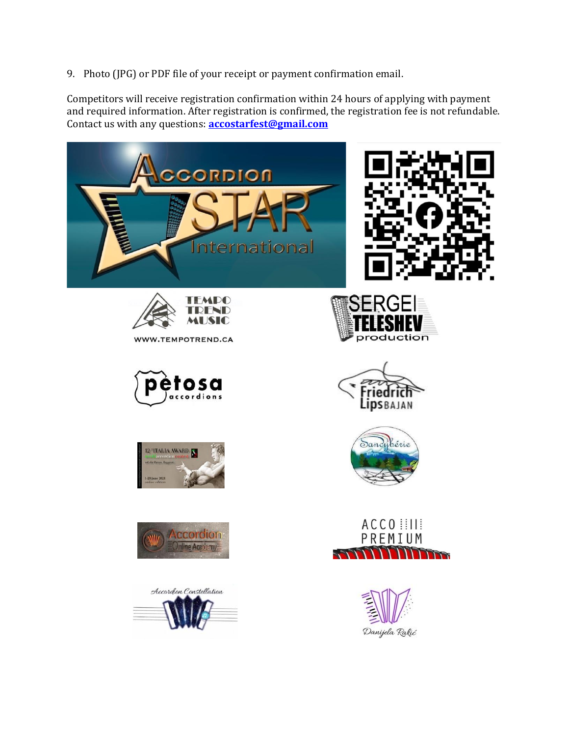9. Photo (JPG) or PDF file of your receipt or payment confirmation email.

Competitors will receive registration confirmation within 24 hours of applying with payment and required information. After registration is confirmed, the registration fee is not refundable. Contact us with any questions: **accostarfest@gmail.com**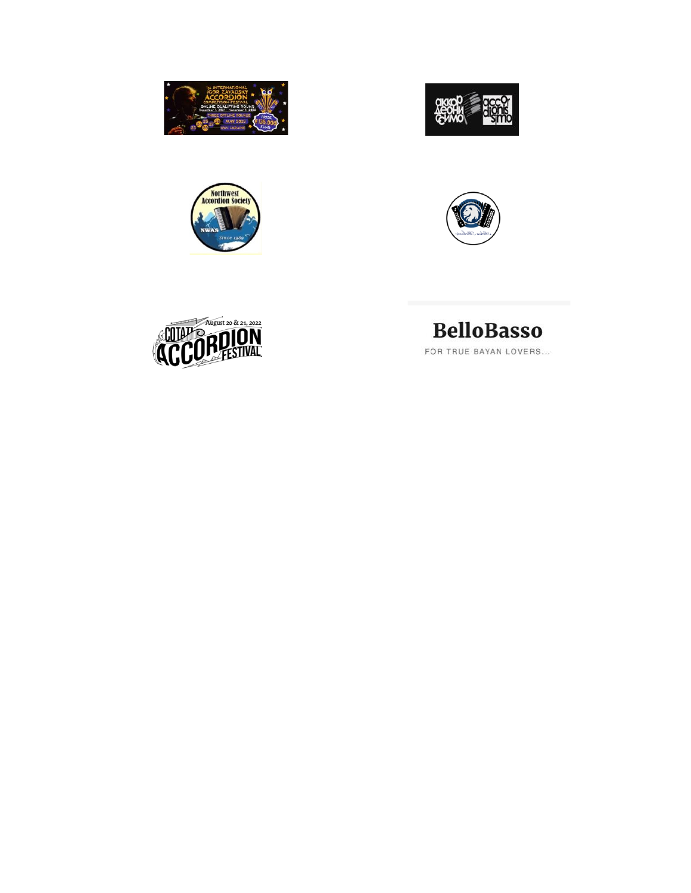1st INTERNATIONAL IGOR ZAVADSKY ACCORDION COMPETITION-FESTIVAL

ONLINE QUALIFYING ROUND December 1, 2021 - November 1, 2022

THREE OFFLINE ROUNDS MAY 2023 KYIV, UKRAINE

PRIZE $135,000 FUND

аккордеонисимо

accordionissimo

Northwest Accordion Society

NWAS

Since 1989

August 20 & 21, 2022

COTATI ACCORDION FESTIVAL

BelloBasso

FOR TRUE BAYAN LOVERS...